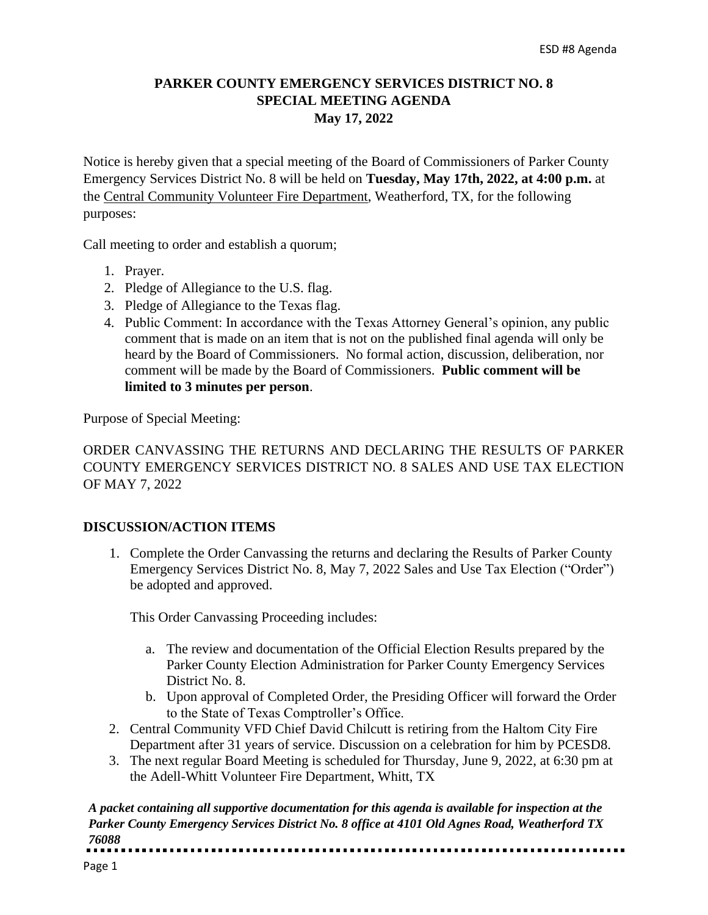# PARKER COUNTY EMERGENCY SERVICES DISTRICT NO. 8
## SPECIAL MEETING AGENDA
## May 17, 2022

Notice is hereby given that a special meeting of the Board of Commissioners of Parker County Emergency Services District No. 8 will be held on **Tuesday, May 17th, 2022, at 4:00 p.m.** at the Central Community Volunteer Fire Department, Weatherford, TX, for the following purposes:

Call meeting to order and establish a quorum;

1. Prayer.
2. Pledge of Allegiance to the U.S. flag.
3. Pledge of Allegiance to the Texas flag.
4. Public Comment: In accordance with the Texas Attorney General's opinion, any public comment that is made on an item that is not on the published final agenda will only be heard by the Board of Commissioners. No formal action, discussion, deliberation, nor comment will be made by the Board of Commissioners. **Public comment will be limited to 3 minutes per person**.

Purpose of Special Meeting:

ORDER CANVASSING THE RETURNS AND DECLARING THE RESULTS OF PARKER COUNTY EMERGENCY SERVICES DISTRICT NO. 8 SALES AND USE TAX ELECTION OF MAY 7, 2022

### DISCUSSION/ACTION ITEMS

1. Complete the Order Canvassing the returns and declaring the Results of Parker County Emergency Services District No. 8, May 7, 2022 Sales and Use Tax Election ("Order") be adopted and approved.

   This Order Canvassing Proceeding includes:

   a. The review and documentation of the Official Election Results prepared by the Parker County Election Administration for Parker County Emergency Services District No. 8.
   b. Upon approval of Completed Order, the Presiding Officer will forward the Order to the State of Texas Comptroller's Office.
2. Central Community VFD Chief David Chilcutt is retiring from the Haltom City Fire Department after 31 years of service. Discussion on a celebration for him by PCESD8.
3. The next regular Board Meeting is scheduled for Thursday, June 9, 2022, at 6:30 pm at the Adell-Whitt Volunteer Fire Department, Whitt, TX

***A packet containing all supportive documentation for this agenda is available for inspection at the Parker County Emergency Services District No. 8 office at 4101 Old Agnes Road, Weatherford TX 76088***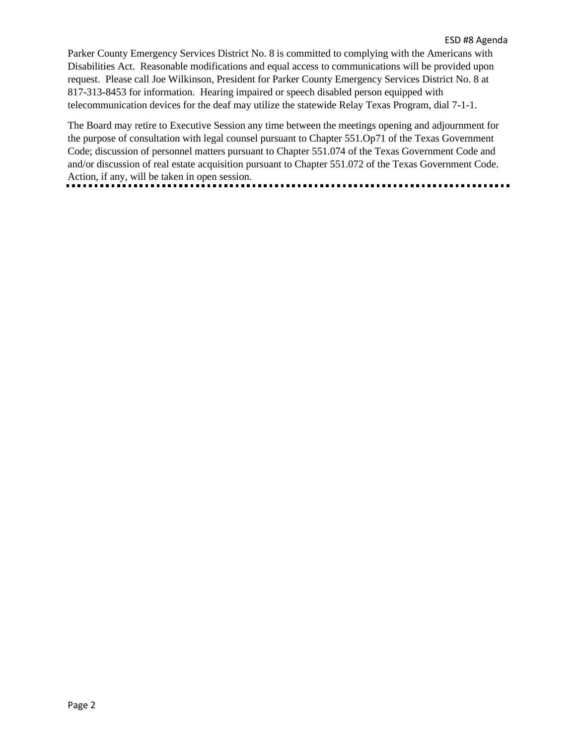Parker County Emergency Services District No. 8 is committed to complying with the Americans with Disabilities Act. Reasonable modifications and equal access to communications will be provided upon request. Please call Joe Wilkinson, President for Parker County Emergency Services District No. 8 at 817-313-8453 for information. Hearing impaired or speech disabled person equipped with telecommunication devices for the deaf may utilize the statewide Relay Texas Program, dial 7-1-1.

The Board may retire to Executive Session any time between the meetings opening and adjournment for the purpose of consultation with legal counsel pursuant to Chapter 551.Op71 of the Texas Government Code; discussion of personnel matters pursuant to Chapter 551.074 of the Texas Government Code and and/or discussion of real estate acquisition pursuant to Chapter 551.072 of the Texas Government Code. Action, if any, will be taken in open session.